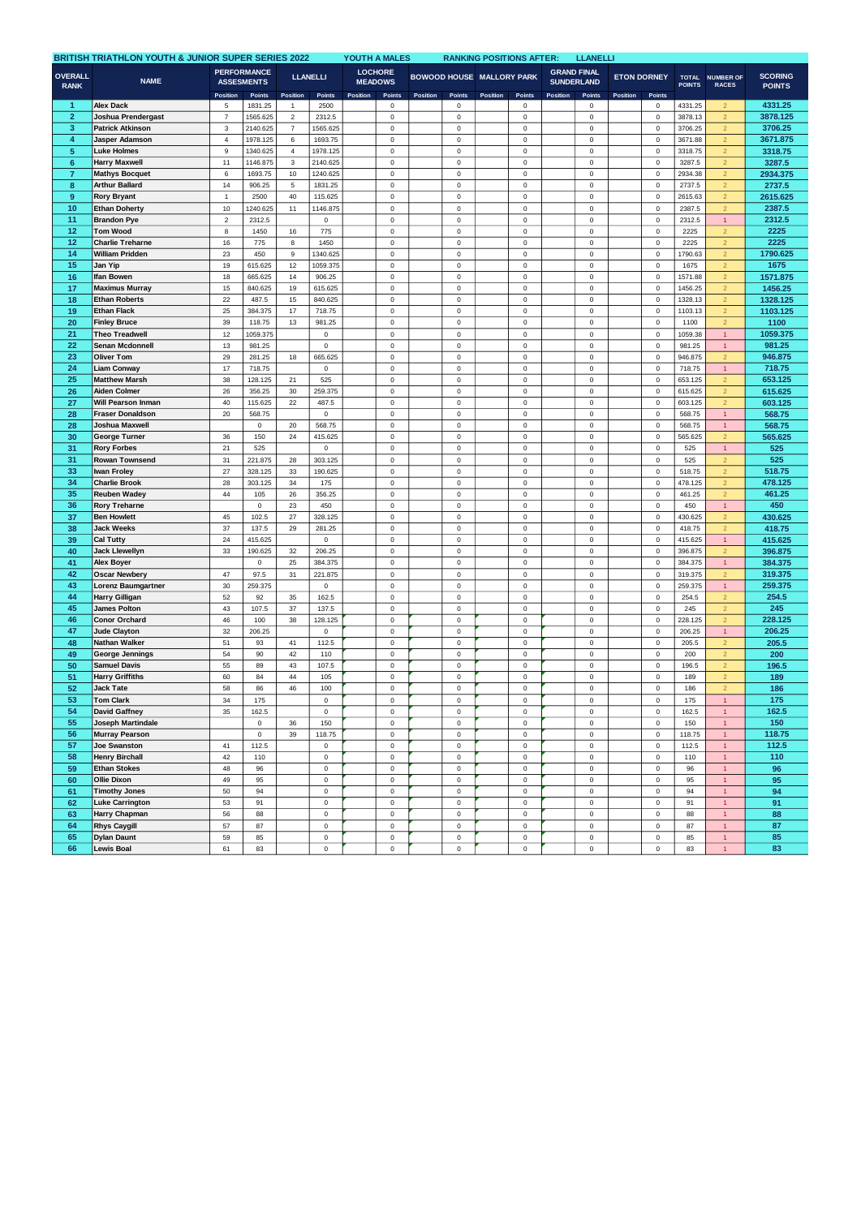**BRITISH TRIATHLON YOUTH & JUNIOR SUPER SERIES 2022 | YOUTH A MALES | RANKING POSITIONS AFTER: LLANELLI**

| OVERALL RANK | NAME | PERFORMANCE ASSESSMENTS | | LLANELLI | | LOCHORE MEADOWS | | BOWOOD HOUSE | | MALLORY PARK | | GRAND FINAL SUNDERLAND | | ETON DORNEY | | TOTAL POINTS | NUMBER OF RACES | SCORING POINTS |
|---|---|---|---|---|---|---|---|---|---|---|---|---|---|---|---|---|---|---|
| | | Position | Points | Position | Points | Position | Points | Position | Points | Position | Points | Position | Points | Position | Points | | | |
| 1 | Alex Dack | 5 | 1831.25 | 1 | 2500 | | 0 | | 0 | | 0 | | 0 | | 0 | 4331.25 | 2 | 4331.25 |
| 2 | Joshua Prendergast | 7 | 1565.625 | 2 | 2312.5 | | 0 | | 0 | | 0 | | 0 | | 0 | 3878.13 | 2 | 3878.125 |
| 3 | Patrick Atkinson | 3 | 2140.625 | 7 | 1565.625 | | 0 | | 0 | | 0 | | 0 | | 0 | 3706.25 | 2 | 3706.25 |
| 4 | Jasper Adamson | 4 | 1978.125 | 6 | 1693.75 | | 0 | | 0 | | 0 | | 0 | | 0 | 3671.88 | 2 | 3671.875 |
| 5 | Luke Holmes | 9 | 1340.625 | 4 | 1978.125 | | 0 | | 0 | | 0 | | 0 | | 0 | 3318.75 | 2 | 3318.75 |
| 6 | Harry Maxwell | 11 | 1146.875 | 3 | 2140.625 | | 0 | | 0 | | 0 | | 0 | | 0 | 3287.5 | 2 | 3287.5 |
| 7 | Mathys Bocquet | 6 | 1693.75 | 10 | 1240.625 | | 0 | | 0 | | 0 | | 0 | | 0 | 2934.38 | 2 | 2934.375 |
| 8 | Arthur Ballard | 14 | 906.25 | 5 | 1831.25 | | 0 | | 0 | | 0 | | 0 | | 0 | 2737.5 | 2 | 2737.5 |
| 9 | Rory Bryant | 1 | 2500 | 40 | 115.625 | | 0 | | 0 | | 0 | | 0 | | 0 | 2615.63 | 2 | 2615.625 |
| 10 | Ethan Doherty | 10 | 1240.625 | 11 | 1146.875 | | 0 | | 0 | | 0 | | 0 | | 0 | 2387.5 | 2 | 2387.5 |
| 11 | Brandon Pye | 2 | 2312.5 | | 0 | | 0 | | 0 | | 0 | | 0 | | 0 | 2312.5 | 1 | 2312.5 |
| 12 | Tom Wood | 8 | 1450 | 16 | 775 | | 0 | | 0 | | 0 | | 0 | | 0 | 2225 | 2 | 2225 |
| 12 | Charlie Treharne | 16 | 775 | 8 | 1450 | | 0 | | 0 | | 0 | | 0 | | 0 | 2225 | 2 | 2225 |
| 14 | William Pridden | 23 | 450 | 9 | 1340.625 | | 0 | | 0 | | 0 | | 0 | | 0 | 1790.63 | 2 | 1790.625 |
| 15 | Jan Yip | 19 | 615.625 | 12 | 1059.375 | | 0 | | 0 | | 0 | | 0 | | 0 | 1675 | 2 | 1675 |
| 16 | Ifan Bowen | 18 | 665.625 | 14 | 906.25 | | 0 | | 0 | | 0 | | 0 | | 0 | 1571.88 | 2 | 1571.875 |
| 17 | Maximus Murray | 15 | 840.625 | 19 | 615.625 | | 0 | | 0 | | 0 | | 0 | | 0 | 1456.25 | 2 | 1456.25 |
| 18 | Ethan Roberts | 22 | 487.5 | 15 | 840.625 | | 0 | | 0 | | 0 | | 0 | | 0 | 1328.13 | 2 | 1328.125 |
| 19 | Ethan Flack | 25 | 384.375 | 17 | 718.75 | | 0 | | 0 | | 0 | | 0 | | 0 | 1103.13 | 2 | 1103.125 |
| 20 | Finley Bruce | 39 | 118.75 | 13 | 981.25 | | 0 | | 0 | | 0 | | 0 | | 0 | 1100 | 2 | 1100 |
| 21 | Theo Treadwell | 12 | 1059.375 | | 0 | | 0 | | 0 | | 0 | | 0 | | 0 | 1059.38 | 1 | 1059.375 |
| 22 | Senan Mcdonnell | 13 | 981.25 | | 0 | | 0 | | 0 | | 0 | | 0 | | 0 | 981.25 | 1 | 981.25 |
| 23 | Oliver Tom | 29 | 281.25 | 18 | 665.625 | | 0 | | 0 | | 0 | | 0 | | 0 | 946.875 | 2 | 946.875 |
| 24 | Liam Conway | 17 | 718.75 | | 0 | | 0 | | 0 | | 0 | | 0 | | 0 | 718.75 | 1 | 718.75 |
| 25 | Matthew Marsh | 38 | 128.125 | 21 | 525 | | 0 | | 0 | | 0 | | 0 | | 0 | 653.125 | 2 | 653.125 |
| 26 | Aiden Colmer | 26 | 356.25 | 30 | 259.375 | | 0 | | 0 | | 0 | | 0 | | 0 | 615.625 | 2 | 615.625 |
| 27 | Will Pearson Inman | 40 | 115.625 | 22 | 487.5 | | 0 | | 0 | | 0 | | 0 | | 0 | 603.125 | 2 | 603.125 |
| 28 | Fraser Donaldson | 20 | 568.75 | | 0 | | 0 | | 0 | | 0 | | 0 | | 0 | 568.75 | 1 | 568.75 |
| 28 | Joshua Maxwell | | 0 | 20 | 568.75 | | 0 | | 0 | | 0 | | 0 | | 0 | 568.75 | 1 | 568.75 |
| 30 | George Turner | 36 | 150 | 24 | 415.625 | | 0 | | 0 | | 0 | | 0 | | 0 | 565.625 | 2 | 565.625 |
| 31 | Rory Forbes | 21 | 525 | | 0 | | 0 | | 0 | | 0 | | 0 | | 0 | 525 | 1 | 525 |
| 31 | Rowan Townsend | 31 | 221.875 | 28 | 303.125 | | 0 | | 0 | | 0 | | 0 | | 0 | 525 | 2 | 525 |
| 33 | Iwan Froley | 27 | 328.125 | 33 | 190.625 | | 0 | | 0 | | 0 | | 0 | | 0 | 518.75 | 2 | 518.75 |
| 34 | Charlie Brook | 28 | 303.125 | 34 | 175 | | 0 | | 0 | | 0 | | 0 | | 0 | 478.125 | 2 | 478.125 |
| 35 | Reuben Wadey | 44 | 105 | 26 | 356.25 | | 0 | | 0 | | 0 | | 0 | | 0 | 461.25 | 2 | 461.25 |
| 36 | Rory Treharne | | 0 | 23 | 450 | | 0 | | 0 | | 0 | | 0 | | 0 | 450 | 1 | 450 |
| 37 | Ben Howlett | 45 | 102.5 | 27 | 328.125 | | 0 | | 0 | | 0 | | 0 | | 0 | 430.625 | 2 | 430.625 |
| 38 | Jack Weeks | 37 | 137.5 | 29 | 281.25 | | 0 | | 0 | | 0 | | 0 | | 0 | 418.75 | 2 | 418.75 |
| 39 | Cal Tutty | 24 | 415.625 | | 0 | | 0 | | 0 | | 0 | | 0 | | 0 | 415.625 | 1 | 415.625 |
| 40 | Jack Llewellyn | 33 | 190.625 | 32 | 206.25 | | 0 | | 0 | | 0 | | 0 | | 0 | 396.875 | 2 | 396.875 |
| 41 | Alex Boyer | | 0 | 25 | 384.375 | | 0 | | 0 | | 0 | | 0 | | 0 | 384.375 | 1 | 384.375 |
| 42 | Oscar Newbery | 47 | 97.5 | 31 | 221.875 | | 0 | | 0 | | 0 | | 0 | | 0 | 319.375 | 2 | 319.375 |
| 43 | Lorenz Baumgartner | 30 | 259.375 | | 0 | | 0 | | 0 | | 0 | | 0 | | 0 | 259.375 | 1 | 259.375 |
| 44 | Harry Gilligan | 52 | 92 | 35 | 162.5 | | 0 | | 0 | | 0 | | 0 | | 0 | 254.5 | 2 | 254.5 |
| 45 | James Polton | 43 | 107.5 | 37 | 137.5 | | 0 | | 0 | | 0 | | 0 | | 0 | 245 | 2 | 245 |
| 46 | Conor Orchard | 46 | 100 | 38 | 128.125 | | 0 | | 0 | | 0 | | 0 | | 0 | 228.125 | 2 | 228.125 |
| 47 | Jude Clayton | 32 | 206.25 | | 0 | | 0 | | 0 | | 0 | | 0 | | 0 | 206.25 | 1 | 206.25 |
| 48 | Nathan Walker | 51 | 93 | 41 | 112.5 | | 0 | | 0 | | 0 | | 0 | | 0 | 205.5 | 2 | 205.5 |
| 49 | George Jennings | 54 | 90 | 42 | 110 | | 0 | | 0 | | 0 | | 0 | | 0 | 200 | 2 | 200 |
| 50 | Samuel Davis | 55 | 89 | 43 | 107.5 | | 0 | | 0 | | 0 | | 0 | | 0 | 196.5 | 2 | 196.5 |
| 51 | Harry Griffiths | 60 | 84 | 44 | 105 | | 0 | | 0 | | 0 | | 0 | | 0 | 189 | 2 | 189 |
| 52 | Jack Tate | 58 | 86 | 46 | 100 | | 0 | | 0 | | 0 | | 0 | | 0 | 186 | 2 | 186 |
| 53 | Tom Clark | 34 | 175 | | 0 | | 0 | | 0 | | 0 | | 0 | | 0 | 175 | 1 | 175 |
| 54 | David Gaffney | 35 | 162.5 | | 0 | | 0 | | 0 | | 0 | | 0 | | 0 | 162.5 | 1 | 162.5 |
| 55 | Joseph Martindale | | 0 | 36 | 150 | | 0 | | 0 | | 0 | | 0 | | 0 | 150 | 1 | 150 |
| 56 | Murray Pearson | | 0 | 39 | 118.75 | | 0 | | 0 | | 0 | | 0 | | 0 | 118.75 | 1 | 118.75 |
| 57 | Joe Swanston | 41 | 112.5 | | 0 | | 0 | | 0 | | 0 | | 0 | | 0 | 112.5 | 1 | 112.5 |
| 58 | Henry Birchall | 42 | 110 | | 0 | | 0 | | 0 | | 0 | | 0 | | 0 | 110 | 1 | 110 |
| 59 | Ethan Stokes | 48 | 96 | | 0 | | 0 | | 0 | | 0 | | 0 | | 0 | 96 | 1 | 96 |
| 60 | Ollie Dixon | 49 | 95 | | 0 | | 0 | | 0 | | 0 | | 0 | | 0 | 95 | 1 | 95 |
| 61 | Timothy Jones | 50 | 94 | | 0 | | 0 | | 0 | | 0 | | 0 | | 0 | 94 | 1 | 94 |
| 62 | Luke Carrington | 53 | 91 | | 0 | | 0 | | 0 | | 0 | | 0 | | 0 | 91 | 1 | 91 |
| 63 | Harry Chapman | 56 | 88 | | 0 | | 0 | | 0 | | 0 | | 0 | | 0 | 88 | 1 | 88 |
| 64 | Rhys Caygill | 57 | 87 | | 0 | | 0 | | 0 | | 0 | | 0 | | 0 | 87 | 1 | 87 |
| 65 | Dylan Daunt | 59 | 85 | | 0 | | 0 | | 0 | | 0 | | 0 | | 0 | 85 | 1 | 85 |
| 66 | Lewis Boal | 61 | 83 | | 0 | | 0 | | 0 | | 0 | | 0 | | 0 | 83 | 1 | 83 |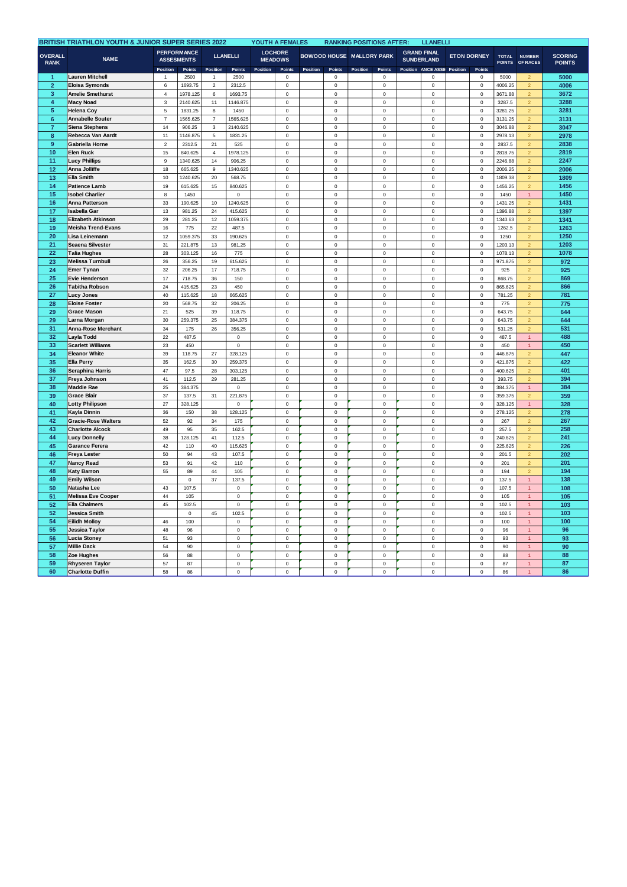| BRITISH TRIATHLON YOUTH & JUNIOR SUPER SERIES 2022 | | | | | | YOUTH A FEMALES | | | | RANKING POSITIONS AFTER: | | LLANELLI | | | | | | |
|---|---|---|---|---|---|---|---|---|---|---|---|---|---|---|---|---|---|---|
| OVERALL RANK | NAME | PERFORMANCE ASSESMENTS | | LLANELLI | | LOCHORE MEADOWS | | BOWOOD HOUSE | | MALLORY PARK | | GRAND FINAL SUNDERLAND | | ETON DORNEY | | TOTAL POINTS | NUMBER OF RACES | SCORING POINTS |
| | | Position | Points | Position | Points | Position | Points | Position | Points | Position | Points | Position | ANCE ASSE | Position | Points | | | |
| 1 | Lauren Mitchell | 1 | 2500 | 1 | 2500 | | 0 | | 0 | | 0 | | 0 | | 0 | 5000 | 2 | 5000 |
| 2 | Eloisa Symonds | 6 | 1693.75 | 2 | 2312.5 | | 0 | | 0 | | 0 | | 0 | | 0 | 4006.25 | 2 | 4006 |
| 3 | Amelie Smethurst | 4 | 1978.125 | 6 | 1693.75 | | 0 | | 0 | | 0 | | 0 | | 0 | 3671.88 | 2 | 3672 |
| 4 | Macy Noad | 3 | 2140.625 | 11 | 1146.875 | | 0 | | 0 | | 0 | | 0 | | 0 | 3287.5 | 2 | 3288 |
| 5 | Helena Coy | 5 | 1831.25 | 8 | 1450 | | 0 | | 0 | | 0 | | 0 | | 0 | 3281.25 | 2 | 3281 |
| 6 | Annabelle Souter | 7 | 1565.625 | 7 | 1565.625 | | 0 | | 0 | | 0 | | 0 | | 0 | 3131.25 | 2 | 3131 |
| 7 | Siena Stephens | 14 | 906.25 | 3 | 2140.625 | | 0 | | 0 | | 0 | | 0 | | 0 | 3046.88 | 2 | 3047 |
| 8 | Rebecca Van Aardt | 11 | 1146.875 | 5 | 1831.25 | | 0 | | 0 | | 0 | | 0 | | 0 | 2978.13 | 2 | 2978 |
| 9 | Gabriella Horne | 2 | 2312.5 | 21 | 525 | | 0 | | 0 | | 0 | | 0 | | 0 | 2837.5 | 2 | 2838 |
| 10 | Elen Ruck | 15 | 840.625 | 4 | 1978.125 | | 0 | | 0 | | 0 | | 0 | | 0 | 2818.75 | 2 | 2819 |
| 11 | Lucy Phillips | 9 | 1340.625 | 14 | 906.25 | | 0 | | 0 | | 0 | | 0 | | 0 | 2246.88 | 2 | 2247 |
| 12 | Anna Jolliffe | 18 | 665.625 | 9 | 1340.625 | | 0 | | 0 | | 0 | | 0 | | 0 | 2006.25 | 2 | 2006 |
| 13 | Ella Smith | 10 | 1240.625 | 20 | 568.75 | | 0 | | 0 | | 0 | | 0 | | 0 | 1809.38 | 2 | 1809 |
| 14 | Patience Lamb | 19 | 615.625 | 15 | 840.625 | | 0 | | 0 | | 0 | | 0 | | 0 | 1456.25 | 2 | 1456 |
| 15 | Isobel Charlier | 8 | 1450 | | 0 | | 0 | | 0 | | 0 | | 0 | | 0 | 1450 | 1 | 1450 |
| 16 | Anna Patterson | 33 | 190.625 | 10 | 1240.625 | | 0 | | 0 | | 0 | | 0 | | 0 | 1431.25 | 2 | 1431 |
| 17 | Isabella Gar | 13 | 981.25 | 24 | 415.625 | | 0 | | 0 | | 0 | | 0 | | 0 | 1396.88 | 2 | 1397 |
| 18 | Elizabeth Atkinson | 29 | 281.25 | 12 | 1059.375 | | 0 | | 0 | | 0 | | 0 | | 0 | 1340.63 | 2 | 1341 |
| 19 | Meisha Trend-Evans | 16 | 775 | 22 | 487.5 | | 0 | | 0 | | 0 | | 0 | | 0 | 1262.5 | 2 | 1263 |
| 20 | Lisa Leinemann | 12 | 1059.375 | 33 | 190.625 | | 0 | | 0 | | 0 | | 0 | | 0 | 1250 | 2 | 1250 |
| 21 | Seaena Silvester | 31 | 221.875 | 13 | 981.25 | | 0 | | 0 | | 0 | | 0 | | 0 | 1203.13 | 2 | 1203 |
| 22 | Talia Hughes | 28 | 303.125 | 16 | 775 | | 0 | | 0 | | 0 | | 0 | | 0 | 1078.13 | 2 | 1078 |
| 23 | Melissa Turnbull | 26 | 356.25 | 19 | 615.625 | | 0 | | 0 | | 0 | | 0 | | 0 | 971.875 | 2 | 972 |
| 24 | Emer Tynan | 32 | 206.25 | 17 | 718.75 | | 0 | | 0 | | 0 | | 0 | | 0 | 925 | 2 | 925 |
| 25 | Evie Henderson | 17 | 718.75 | 36 | 150 | | 0 | | 0 | | 0 | | 0 | | 0 | 868.75 | 2 | 869 |
| 26 | Tabitha Robson | 24 | 415.625 | 23 | 450 | | 0 | | 0 | | 0 | | 0 | | 0 | 865.625 | 2 | 866 |
| 27 | Lucy Jones | 40 | 115.625 | 18 | 665.625 | | 0 | | 0 | | 0 | | 0 | | 0 | 781.25 | 2 | 781 |
| 28 | Eloise Foster | 20 | 568.75 | 32 | 206.25 | | 0 | | 0 | | 0 | | 0 | | 0 | 775 | 2 | 775 |
| 29 | Grace Mason | 21 | 525 | 39 | 118.75 | | 0 | | 0 | | 0 | | 0 | | 0 | 643.75 | 2 | 644 |
| 29 | Larna Morgan | 30 | 259.375 | 25 | 384.375 | | 0 | | 0 | | 0 | | 0 | | 0 | 643.75 | 2 | 644 |
| 31 | Anna-Rose Merchant | 34 | 175 | 26 | 356.25 | | 0 | | 0 | | 0 | | 0 | | 0 | 531.25 | 2 | 531 |
| 32 | Layla Todd | 22 | 487.5 | | 0 | | 0 | | 0 | | 0 | | 0 | | 0 | 487.5 | 1 | 488 |
| 33 | Scarlett Williams | 23 | 450 | | 0 | | 0 | | 0 | | 0 | | 0 | | 0 | 450 | 1 | 450 |
| 34 | Eleanor White | 39 | 118.75 | 27 | 328.125 | | 0 | | 0 | | 0 | | 0 | | 0 | 446.875 | 2 | 447 |
| 35 | Ella Perry | 35 | 162.5 | 30 | 259.375 | | 0 | | 0 | | 0 | | 0 | | 0 | 421.875 | 2 | 422 |
| 36 | Seraphina Harris | 47 | 97.5 | 28 | 303.125 | | 0 | | 0 | | 0 | | 0 | | 0 | 400.625 | 2 | 401 |
| 37 | Freya Johnson | 41 | 112.5 | 29 | 281.25 | | 0 | | 0 | | 0 | | 0 | | 0 | 393.75 | 2 | 394 |
| 38 | Maddie Rae | 25 | 384.375 | | 0 | | 0 | | 0 | | 0 | | 0 | | 0 | 384.375 | 1 | 384 |
| 39 | Grace Blair | 37 | 137.5 | 31 | 221.875 | | 0 | | 0 | | 0 | | 0 | | 0 | 359.375 | 2 | 359 |
| 40 | Lotty Philipson | 27 | 328.125 | | 0 | | 0 | | 0 | | 0 | | 0 | | 0 | 328.125 | 1 | 328 |
| 41 | Kayla Dinnin | 36 | 150 | 38 | 128.125 | | 0 | | 0 | | 0 | | 0 | | 0 | 278.125 | 2 | 278 |
| 42 | Gracie-Rose Walters | 52 | 92 | 34 | 175 | | 0 | | 0 | | 0 | | 0 | | 0 | 267 | 2 | 267 |
| 43 | Charlotte Alcock | 49 | 95 | 35 | 162.5 | | 0 | | 0 | | 0 | | 0 | | 0 | 257.5 | 2 | 258 |
| 44 | Lucy Donnelly | 38 | 128.125 | 41 | 112.5 | | 0 | | 0 | | 0 | | 0 | | 0 | 240.625 | 2 | 241 |
| 45 | Garance Ferera | 42 | 110 | 40 | 115.625 | | 0 | | 0 | | 0 | | 0 | | 0 | 225.625 | 2 | 226 |
| 46 | Freya Lester | 50 | 94 | 43 | 107.5 | | 0 | | 0 | | 0 | | 0 | | 0 | 201.5 | 2 | 202 |
| 47 | Nancy Read | 53 | 91 | 42 | 110 | | 0 | | 0 | | 0 | | 0 | | 0 | 201 | 2 | 201 |
| 48 | Katy Barron | 55 | 89 | 44 | 105 | | 0 | | 0 | | 0 | | 0 | | 0 | 194 | 2 | 194 |
| 49 | Emily Wilson | | 0 | 37 | 137.5 | | 0 | | 0 | | 0 | | 0 | | 0 | 137.5 | 1 | 138 |
| 50 | Natasha Lee | 43 | 107.5 | | 0 | | 0 | | 0 | | 0 | | 0 | | 0 | 107.5 | 1 | 108 |
| 51 | Melissa Eve Cooper | 44 | 105 | | 0 | | 0 | | 0 | | 0 | | 0 | | 0 | 105 | 1 | 105 |
| 52 | Ella Chalmers | 45 | 102.5 | | 0 | | 0 | | 0 | | 0 | | 0 | | 0 | 102.5 | 1 | 103 |
| 52 | Jessica Smith | | 0 | 45 | 102.5 | | 0 | | 0 | | 0 | | 0 | | 0 | 102.5 | 1 | 103 |
| 54 | Eilidh Molloy | 46 | 100 | | 0 | | 0 | | 0 | | 0 | | 0 | | 0 | 100 | 1 | 100 |
| 55 | Jessica Taylor | 48 | 96 | | 0 | | 0 | | 0 | | 0 | | 0 | | 0 | 96 | 1 | 96 |
| 56 | Lucia Stoney | 51 | 93 | | 0 | | 0 | | 0 | | 0 | | 0 | | 0 | 93 | 1 | 93 |
| 57 | Millie Dack | 54 | 90 | | 0 | | 0 | | 0 | | 0 | | 0 | | 0 | 90 | 1 | 90 |
| 58 | Zoe Hughes | 56 | 88 | | 0 | | 0 | | 0 | | 0 | | 0 | | 0 | 88 | 1 | 88 |
| 59 | Rhyseren Taylor | 57 | 87 | | 0 | | 0 | | 0 | | 0 | | 0 | | 0 | 87 | 1 | 87 |
| 60 | Charlotte Duffin | 58 | 86 | | 0 | | 0 | | 0 | | 0 | | 0 | | 0 | 86 | 1 | 86 |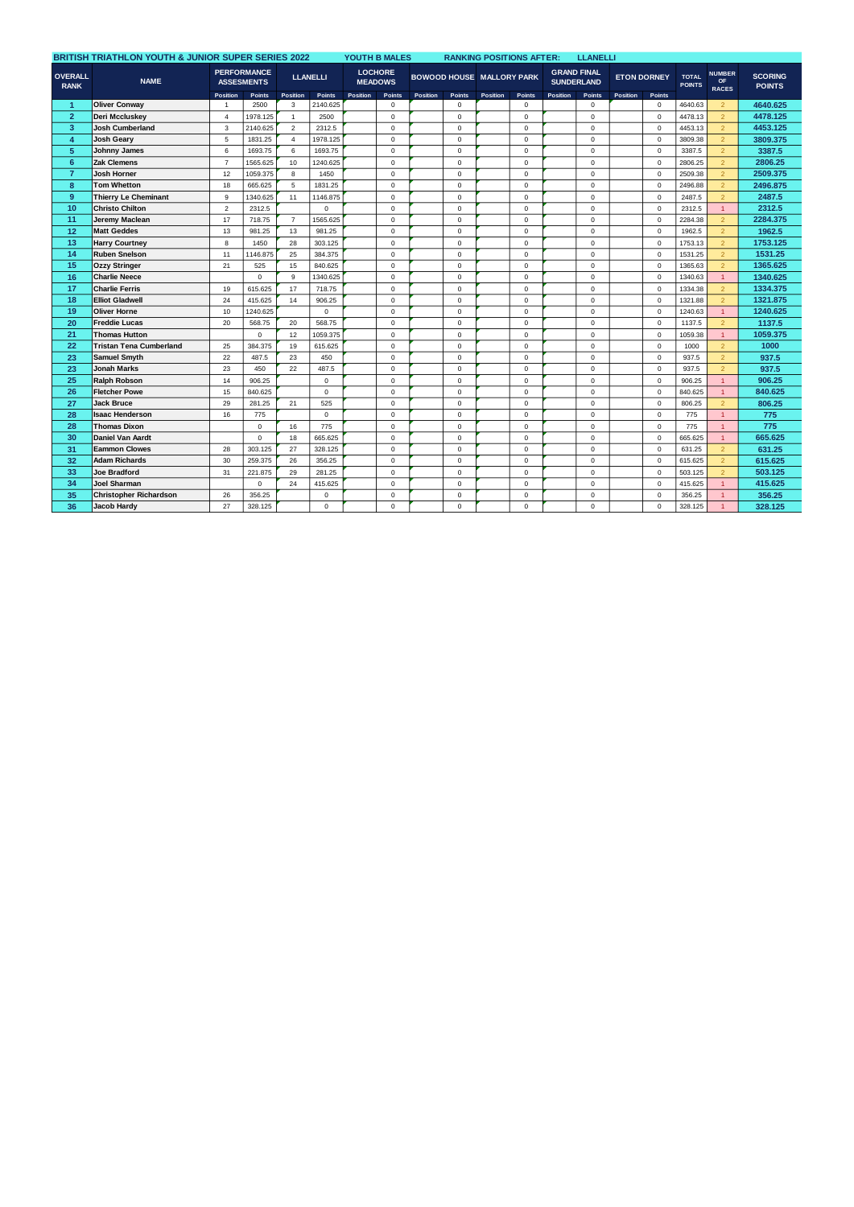**BRITISH TRIATHLON YOUTH & JUNIOR SUPER SERIES 2022** **YOUTH B MALES** **RANKING POSITIONS AFTER: LLANELLI**

| OVERALL RANK | NAME | PERFORMANCE ASSESMENTS | | LLANELLI | | LOCHORE MEADOWS | | BOWOOD HOUSE | | MALLORY PARK | | GRAND FINAL SUNDERLAND | | ETON DORNEY | | TOTAL POINTS | NUMBER OF RACES | SCORING POINTS |
|---|---|---|---|---|---|---|---|---|---|---|---|---|---|---|---|---|---|---|
| | | Position | Points | Position | Points | Position | Points | Position | Points | Position | Points | Position | Points | Position | Points | | | |
| 1 | Oliver Conway | 1 | 2500 | 3 | 2140.625 | | 0 | | 0 | | 0 | | 0 | | 0 | 4640.63 | 2 | 4640.625 |
| 2 | Deri Mccluskey | 4 | 1978.125 | 1 | 2500 | | 0 | | 0 | | 0 | | 0 | | 0 | 4478.13 | 2 | 4478.125 |
| 3 | Josh Cumberland | 3 | 2140.625 | 2 | 2312.5 | | 0 | | 0 | | 0 | | 0 | | 0 | 4453.13 | 2 | 4453.125 |
| 4 | Josh Geary | 5 | 1831.25 | 4 | 1978.125 | | 0 | | 0 | | 0 | | 0 | | 0 | 3809.38 | 2 | 3809.375 |
| 5 | Johnny James | 6 | 1693.75 | 6 | 1693.75 | | 0 | | 0 | | 0 | | 0 | | 0 | 3387.5 | 2 | 3387.5 |
| 6 | Zak Clemens | 7 | 1565.625 | 10 | 1240.625 | | 0 | | 0 | | 0 | | 0 | | 0 | 2806.25 | 2 | 2806.25 |
| 7 | Josh Horner | 12 | 1059.375 | 8 | 1450 | | 0 | | 0 | | 0 | | 0 | | 0 | 2509.38 | 2 | 2509.375 |
| 8 | Tom Whetton | 18 | 665.625 | 5 | 1831.25 | | 0 | | 0 | | 0 | | 0 | | 0 | 2496.88 | 2 | 2496.875 |
| 9 | Thierry Le Cheminant | 9 | 1340.625 | 11 | 1146.875 | | 0 | | 0 | | 0 | | 0 | | 0 | 2487.5 | 2 | 2487.5 |
| 10 | Christo Chilton | 2 | 2312.5 | | 0 | | 0 | | 0 | | 0 | | 0 | | 0 | 2312.5 | 1 | 2312.5 |
| 11 | Jeremy Maclean | 17 | 718.75 | 7 | 1565.625 | | 0 | | 0 | | 0 | | 0 | | 0 | 2284.38 | 2 | 2284.375 |
| 12 | Matt Geddes | 13 | 981.25 | 13 | 981.25 | | 0 | | 0 | | 0 | | 0 | | 0 | 1962.5 | 2 | 1962.5 |
| 13 | Harry Courtney | 8 | 1450 | 28 | 303.125 | | 0 | | 0 | | 0 | | 0 | | 0 | 1753.13 | 2 | 1753.125 |
| 14 | Ruben Snelson | 11 | 1146.875 | 25 | 384.375 | | 0 | | 0 | | 0 | | 0 | | 0 | 1531.25 | 2 | 1531.25 |
| 15 | Ozzy Stringer | 21 | 525 | 15 | 840.625 | | 0 | | 0 | | 0 | | 0 | | 0 | 1365.63 | 2 | 1365.625 |
| 16 | Charlie Neece | | 0 | 9 | 1340.625 | | 0 | | 0 | | 0 | | 0 | | 0 | 1340.63 | 1 | 1340.625 |
| 17 | Charlie Ferris | 19 | 615.625 | 17 | 718.75 | | 0 | | 0 | | 0 | | 0 | | 0 | 1334.38 | 2 | 1334.375 |
| 18 | Elliot Gladwell | 24 | 415.625 | 14 | 906.25 | | 0 | | 0 | | 0 | | 0 | | 0 | 1321.88 | 2 | 1321.875 |
| 19 | Oliver Horne | 10 | 1240.625 | | 0 | | 0 | | 0 | | 0 | | 0 | | 0 | 1240.63 | 1 | 1240.625 |
| 20 | Freddie Lucas | 20 | 568.75 | 20 | 568.75 | | 0 | | 0 | | 0 | | 0 | | 0 | 1137.5 | 2 | 1137.5 |
| 21 | Thomas Hutton | | 0 | 12 | 1059.375 | | 0 | | 0 | | 0 | | 0 | | 0 | 1059.38 | 1 | 1059.375 |
| 22 | Tristan Tena Cumberland | 25 | 384.375 | 19 | 615.625 | | 0 | | 0 | | 0 | | 0 | | 0 | 1000 | 2 | 1000 |
| 23 | Samuel Smyth | 22 | 487.5 | 23 | 450 | | 0 | | 0 | | 0 | | 0 | | 0 | 937.5 | 2 | 937.5 |
| 23 | Jonah Marks | 23 | 450 | 22 | 487.5 | | 0 | | 0 | | 0 | | 0 | | 0 | 937.5 | 2 | 937.5 |
| 25 | Ralph Robson | 14 | 906.25 | | 0 | | 0 | | 0 | | 0 | | 0 | | 0 | 906.25 | 1 | 906.25 |
| 26 | Fletcher Powe | 15 | 840.625 | | 0 | | 0 | | 0 | | 0 | | 0 | | 0 | 840.625 | 1 | 840.625 |
| 27 | Jack Bruce | 29 | 281.25 | 21 | 525 | | 0 | | 0 | | 0 | | 0 | | 0 | 806.25 | 2 | 806.25 |
| 28 | Isaac Henderson | 16 | 775 | | 0 | | 0 | | 0 | | 0 | | 0 | | 0 | 775 | 1 | 775 |
| 28 | Thomas Dixon | | 0 | 16 | 775 | | 0 | | 0 | | 0 | | 0 | | 0 | 775 | 1 | 775 |
| 30 | Daniel Van Aardt | | 0 | 18 | 665.625 | | 0 | | 0 | | 0 | | 0 | | 0 | 665.625 | 1 | 665.625 |
| 31 | Eammon Clowes | 28 | 303.125 | 27 | 328.125 | | 0 | | 0 | | 0 | | 0 | | 0 | 631.25 | 2 | 631.25 |
| 32 | Adam Richards | 30 | 259.375 | 26 | 356.25 | | 0 | | 0 | | 0 | | 0 | | 0 | 615.625 | 2 | 615.625 |
| 33 | Joe Bradford | 31 | 221.875 | 29 | 281.25 | | 0 | | 0 | | 0 | | 0 | | 0 | 503.125 | 2 | 503.125 |
| 34 | Joel Sharman | | 0 | 24 | 415.625 | | 0 | | 0 | | 0 | | 0 | | 0 | 415.625 | 1 | 415.625 |
| 35 | Christopher Richardson | 26 | 356.25 | | 0 | | 0 | | 0 | | 0 | | 0 | | 0 | 356.25 | 1 | 356.25 |
| 36 | Jacob Hardy | 27 | 328.125 | | 0 | | 0 | | 0 | | 0 | | 0 | | 0 | 328.125 | 1 | 328.125 |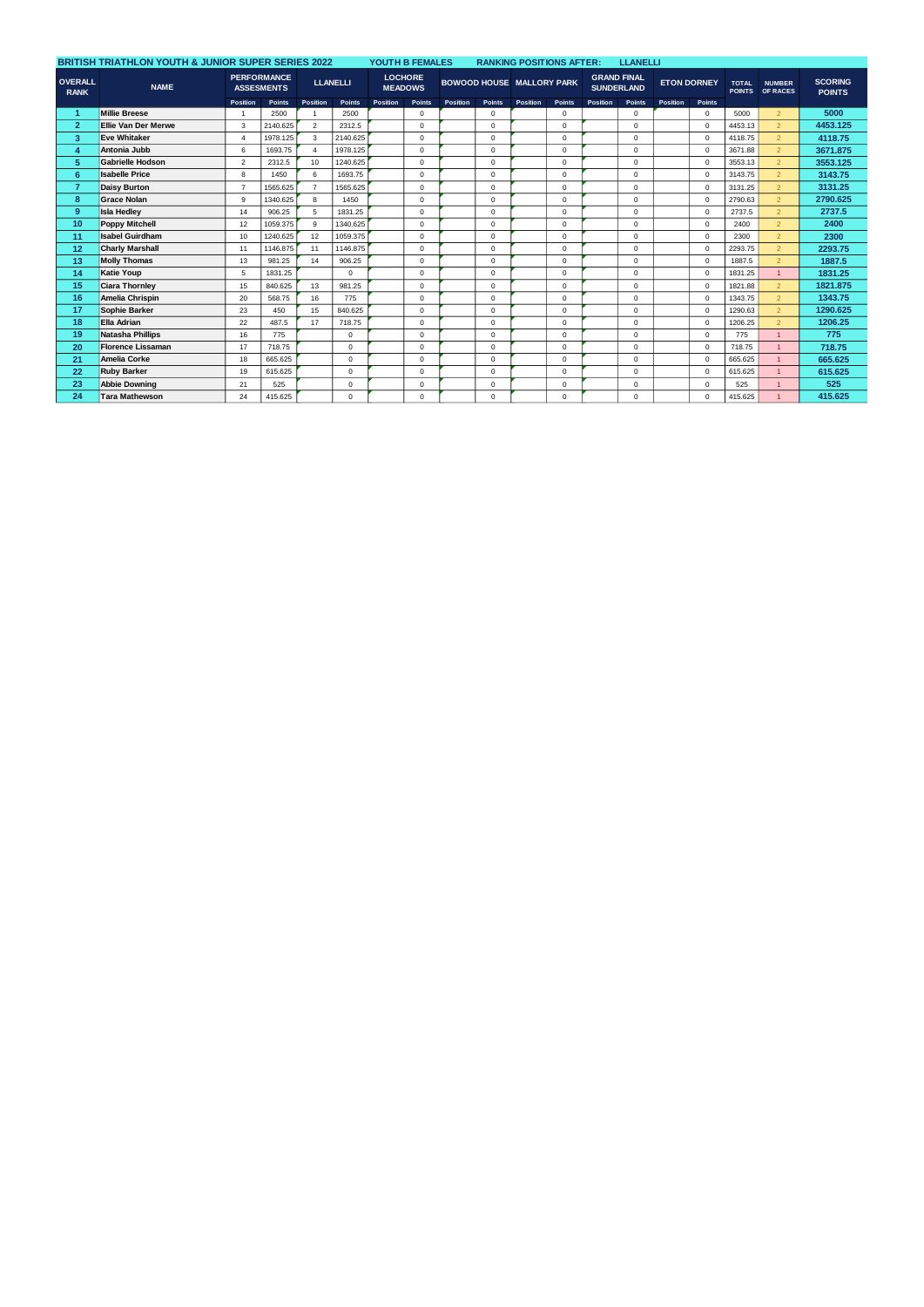**BRITISH TRIATHLON YOUTH & JUNIOR SUPER SERIES 2022** YOUTH B FEMALES RANKING POSITIONS AFTER: LLANELLI

| OVERALL RANK | NAME | PERFORMANCE ASSESMENTS | | LLANELLI | | LOCHORE MEADOWS | | BOWOOD HOUSE | | MALLORY PARK | | GRAND FINAL SUNDERLAND | | ETON DORNEY | | TOTAL POINTS | NUMBER OF RACES | SCORING POINTS |
|---|---|---|---|---|---|---|---|---|---|---|---|---|---|---|---|---|---|---|
| | | Position | Points | Position | Points | Position | Points | Position | Points | Position | Points | Position | Points | Position | Points | | | |
| 1 | Millie Breese | 1 | 2500 | 1 | 2500 | | 0 | | 0 | | 0 | | 0 | | 0 | 5000 | 2 | 5000 |
| 2 | Ellie Van Der Merwe | 3 | 2140.625 | 2 | 2312.5 | | 0 | | 0 | | 0 | | 0 | | 0 | 4453.13 | 2 | 4453.125 |
| 3 | Eve Whitaker | 4 | 1978.125 | 3 | 2140.625 | | 0 | | 0 | | 0 | | 0 | | 0 | 4118.75 | 2 | 4118.75 |
| 4 | Antonia Jubb | 6 | 1693.75 | 4 | 1978.125 | | 0 | | 0 | | 0 | | 0 | | 0 | 3671.88 | 2 | 3671.875 |
| 5 | Gabrielle Hodson | 2 | 2312.5 | 10 | 1240.625 | | 0 | | 0 | | 0 | | 0 | | 0 | 3553.13 | 2 | 3553.125 |
| 6 | Isabelle Price | 8 | 1450 | 6 | 1693.75 | | 0 | | 0 | | 0 | | 0 | | 0 | 3143.75 | 2 | 3143.75 |
| 7 | Daisy Burton | 7 | 1565.625 | 7 | 1565.625 | | 0 | | 0 | | 0 | | 0 | | 0 | 3131.25 | 2 | 3131.25 |
| 8 | Grace Nolan | 9 | 1340.625 | 8 | 1450 | | 0 | | 0 | | 0 | | 0 | | 0 | 2790.63 | 2 | 2790.625 |
| 9 | Isla Hedley | 14 | 906.25 | 5 | 1831.25 | | 0 | | 0 | | 0 | | 0 | | 0 | 2737.5 | 2 | 2737.5 |
| 10 | Poppy Mitchell | 12 | 1059.375 | 9 | 1340.625 | | 0 | | 0 | | 0 | | 0 | | 0 | 2400 | 2 | 2400 |
| 11 | Isabel Guirdham | 10 | 1240.625 | 12 | 1059.375 | | 0 | | 0 | | 0 | | 0 | | 0 | 2300 | 2 | 2300 |
| 12 | Charly Marshall | 11 | 1146.875 | 11 | 1146.875 | | 0 | | 0 | | 0 | | 0 | | 0 | 2293.75 | 2 | 2293.75 |
| 13 | Molly Thomas | 13 | 981.25 | 14 | 906.25 | | 0 | | 0 | | 0 | | 0 | | 0 | 1887.5 | 2 | 1887.5 |
| 14 | Katie Youp | 5 | 1831.25 | | 0 | | 0 | | 0 | | 0 | | 0 | | 0 | 1831.25 | 1 | 1831.25 |
| 15 | Ciara Thornley | 15 | 840.625 | 13 | 981.25 | | 0 | | 0 | | 0 | | 0 | | 0 | 1821.88 | 2 | 1821.875 |
| 16 | Amelia Chrispin | 20 | 568.75 | 16 | 775 | | 0 | | 0 | | 0 | | 0 | | 0 | 1343.75 | 2 | 1343.75 |
| 17 | Sophie Barker | 23 | 450 | 15 | 840.625 | | 0 | | 0 | | 0 | | 0 | | 0 | 1290.63 | 2 | 1290.625 |
| 18 | Ella Adrian | 22 | 487.5 | 17 | 718.75 | | 0 | | 0 | | 0 | | 0 | | 0 | 1206.25 | 2 | 1206.25 |
| 19 | Natasha Phillips | 16 | 775 | | 0 | | 0 | | 0 | | 0 | | 0 | | 0 | 775 | 1 | 775 |
| 20 | Florence Lissaman | 17 | 718.75 | | 0 | | 0 | | 0 | | 0 | | 0 | | 0 | 718.75 | 1 | 718.75 |
| 21 | Amelia Corke | 18 | 665.625 | | 0 | | 0 | | 0 | | 0 | | 0 | | 0 | 665.625 | 1 | 665.625 |
| 22 | Ruby Barker | 19 | 615.625 | | 0 | | 0 | | 0 | | 0 | | 0 | | 0 | 615.625 | 1 | 615.625 |
| 23 | Abbie Downing | 21 | 525 | | 0 | | 0 | | 0 | | 0 | | 0 | | 0 | 525 | 1 | 525 |
| 24 | Tara Mathewson | 24 | 415.625 | | 0 | | 0 | | 0 | | 0 | | 0 | | 0 | 415.625 | 1 | 415.625 |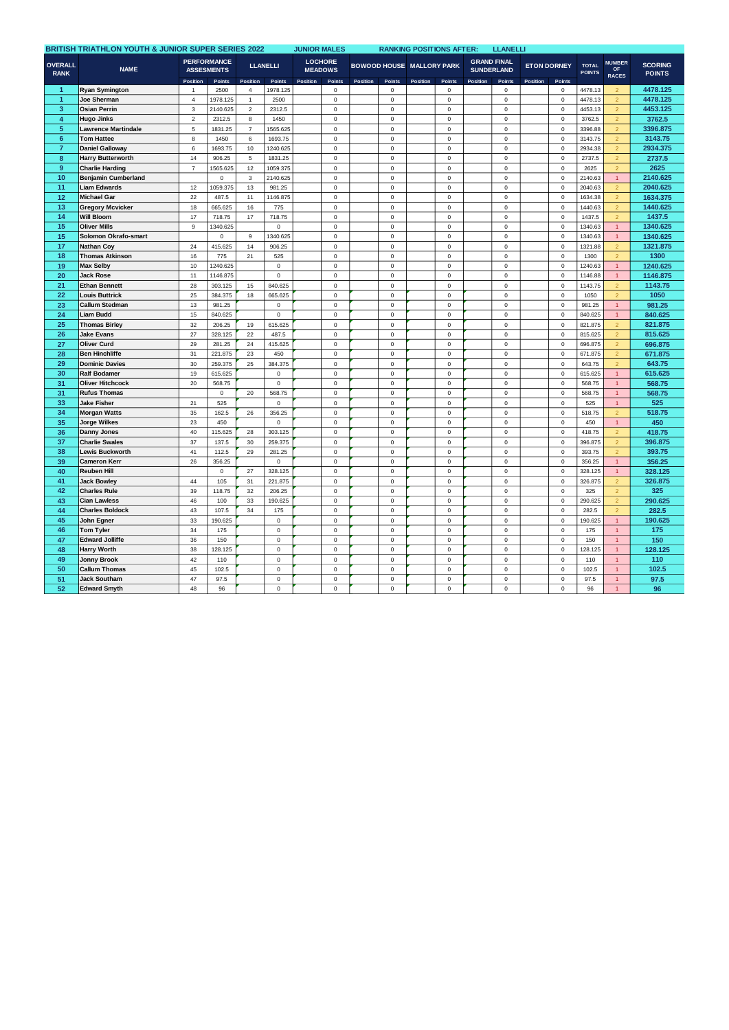| BRITISH TRIATHLON YOUTH & JUNIOR SUPER SERIES 2022 | | JUNIOR MALES | | | RANKING POSITIONS AFTER: | | LLANELLI | | | | | | | | | | | | |
|---|---|---|---|---|---|---|---|---|---|---|---|---|---|---|---|---|---|---|---|
| OVERALL RANK | NAME | PERFORMANCE ASSESMENTS | | LLANELLI | | LOCHORE MEADOWS | | BOWOOD HOUSE | | MALLORY PARK | | GRAND FINAL SUNDERLAND | | ETON DORNEY | | TOTAL POINTS | NUMBER OF RACES | SCORING POINTS |
| | | Position | Points | Position | Points | Position | Points | Position | Points | Position | Points | Position | Points | Position | Points | | | |
| 1 | Ryan Symington | 1 | 2500 | 4 | 1978.125 | | 0 | | 0 | | 0 | | 0 | | 0 | 4478.13 | 2 | 4478.125 |
| 1 | Joe Sherman | 4 | 1978.125 | 1 | 2500 | | 0 | | 0 | | 0 | | 0 | | 0 | 4478.13 | 2 | 4478.125 |
| 3 | Osian Perrin | 3 | 2140.625 | 2 | 2312.5 | | 0 | | 0 | | 0 | | 0 | | 0 | 4453.13 | 2 | 4453.125 |
| 4 | Hugo Jinks | 2 | 2312.5 | 8 | 1450 | | 0 | | 0 | | 0 | | 0 | | 0 | 3762.5 | 2 | 3762.5 |
| 5 | Lawrence Martindale | 5 | 1831.25 | 7 | 1565.625 | | 0 | | 0 | | 0 | | 0 | | 0 | 3396.88 | 2 | 3396.875 |
| 6 | Tom Hattee | 8 | 1450 | 6 | 1693.75 | | 0 | | 0 | | 0 | | 0 | | 0 | 3143.75 | 2 | 3143.75 |
| 7 | Daniel Galloway | 6 | 1693.75 | 10 | 1240.625 | | 0 | | 0 | | 0 | | 0 | | 0 | 2934.38 | 2 | 2934.375 |
| 8 | Harry Butterworth | 14 | 906.25 | 5 | 1831.25 | | 0 | | 0 | | 0 | | 0 | | 0 | 2737.5 | 2 | 2737.5 |
| 9 | Charlie Harding | 7 | 1565.625 | 12 | 1059.375 | | 0 | | 0 | | 0 | | 0 | | 0 | 2625 | 2 | 2625 |
| 10 | Benjamin Cumberland | | 0 | 3 | 2140.625 | | 0 | | 0 | | 0 | | 0 | | 0 | 2140.63 | 1 | 2140.625 |
| 11 | Liam Edwards | 12 | 1059.375 | 13 | 981.25 | | 0 | | 0 | | 0 | | 0 | | 0 | 2040.63 | 2 | 2040.625 |
| 12 | Michael Gar | 22 | 487.5 | 11 | 1146.875 | | 0 | | 0 | | 0 | | 0 | | 0 | 1634.38 | 2 | 1634.375 |
| 13 | Gregory Mcvicker | 18 | 665.625 | 16 | 775 | | 0 | | 0 | | 0 | | 0 | | 0 | 1440.63 | 2 | 1440.625 |
| 14 | Will Bloom | 17 | 718.75 | 17 | 718.75 | | 0 | | 0 | | 0 | | 0 | | 0 | 1437.5 | 2 | 1437.5 |
| 15 | Oliver Mills | 9 | 1340.625 | | 0 | | 0 | | 0 | | 0 | | 0 | | 0 | 1340.63 | 1 | 1340.625 |
| 15 | Solomon Okrafo-smart | | 0 | 9 | 1340.625 | | 0 | | 0 | | 0 | | 0 | | 0 | 1340.63 | 1 | 1340.625 |
| 17 | Nathan Coy | 24 | 415.625 | 14 | 906.25 | | 0 | | 0 | | 0 | | 0 | | 0 | 1321.88 | 2 | 1321.875 |
| 18 | Thomas Atkinson | 16 | 775 | 21 | 525 | | 0 | | 0 | | 0 | | 0 | | 0 | 1300 | 2 | 1300 |
| 19 | Max Selby | 10 | 1240.625 | | 0 | | 0 | | 0 | | 0 | | 0 | | 0 | 1240.63 | 1 | 1240.625 |
| 20 | Jack Rose | 11 | 1146.875 | | 0 | | 0 | | 0 | | 0 | | 0 | | 0 | 1146.88 | 1 | 1146.875 |
| 21 | Ethan Bennett | 28 | 303.125 | 15 | 840.625 | | 0 | | 0 | | 0 | | 0 | | 0 | 1143.75 | 2 | 1143.75 |
| 22 | Louis Buttrick | 25 | 384.375 | 18 | 665.625 | | 0 | | 0 | | 0 | | 0 | | 0 | 1050 | 2 | 1050 |
| 23 | Callum Stedman | 13 | 981.25 | | 0 | | 0 | | 0 | | 0 | | 0 | | 0 | 981.25 | 1 | 981.25 |
| 24 | Liam Budd | 15 | 840.625 | | 0 | | 0 | | 0 | | 0 | | 0 | | 0 | 840.625 | 1 | 840.625 |
| 25 | Thomas Birley | 32 | 206.25 | 19 | 615.625 | | 0 | | 0 | | 0 | | 0 | | 0 | 821.875 | 2 | 821.875 |
| 26 | Jake Evans | 27 | 328.125 | 22 | 487.5 | | 0 | | 0 | | 0 | | 0 | | 0 | 815.625 | 2 | 815.625 |
| 27 | Oliver Curd | 29 | 281.25 | 24 | 415.625 | | 0 | | 0 | | 0 | | 0 | | 0 | 696.875 | 2 | 696.875 |
| 28 | Ben Hinchliffe | 31 | 221.875 | 23 | 450 | | 0 | | 0 | | 0 | | 0 | | 0 | 671.875 | 2 | 671.875 |
| 29 | Dominic Davies | 30 | 259.375 | 25 | 384.375 | | 0 | | 0 | | 0 | | 0 | | 0 | 643.75 | 2 | 643.75 |
| 30 | Ralf Bodamer | 19 | 615.625 | | 0 | | 0 | | 0 | | 0 | | 0 | | 0 | 615.625 | 1 | 615.625 |
| 31 | Oliver Hitchcock | 20 | 568.75 | | 0 | | 0 | | 0 | | 0 | | 0 | | 0 | 568.75 | 1 | 568.75 |
| 31 | Rufus Thomas | | 0 | 20 | 568.75 | | 0 | | 0 | | 0 | | 0 | | 0 | 568.75 | 1 | 568.75 |
| 33 | Jake Fisher | 21 | 525 | | 0 | | 0 | | 0 | | 0 | | 0 | | 0 | 525 | 1 | 525 |
| 34 | Morgan Watts | 35 | 162.5 | 26 | 356.25 | | 0 | | 0 | | 0 | | 0 | | 0 | 518.75 | 2 | 518.75 |
| 35 | Jorge Wilkes | 23 | 450 | | 0 | | 0 | | 0 | | 0 | | 0 | | 0 | 450 | 1 | 450 |
| 36 | Danny Jones | 40 | 115.625 | 28 | 303.125 | | 0 | | 0 | | 0 | | 0 | | 0 | 418.75 | 2 | 418.75 |
| 37 | Charlie Swales | 37 | 137.5 | 30 | 259.375 | | 0 | | 0 | | 0 | | 0 | | 0 | 396.875 | 2 | 396.875 |
| 38 | Lewis Buckworth | 41 | 112.5 | 29 | 281.25 | | 0 | | 0 | | 0 | | 0 | | 0 | 393.75 | 2 | 393.75 |
| 39 | Cameron Kerr | 26 | 356.25 | | 0 | | 0 | | 0 | | 0 | | 0 | | 0 | 356.25 | 1 | 356.25 |
| 40 | Reuben Hill | | 0 | 27 | 328.125 | | 0 | | 0 | | 0 | | 0 | | 0 | 328.125 | 1 | 328.125 |
| 41 | Jack Bowley | 44 | 105 | 31 | 221.875 | | 0 | | 0 | | 0 | | 0 | | 0 | 326.875 | 2 | 326.875 |
| 42 | Charles Rule | 39 | 118.75 | 32 | 206.25 | | 0 | | 0 | | 0 | | 0 | | 0 | 325 | 2 | 325 |
| 43 | Cian Lawless | 46 | 100 | 33 | 190.625 | | 0 | | 0 | | 0 | | 0 | | 0 | 290.625 | 2 | 290.625 |
| 44 | Charles Boldock | 43 | 107.5 | 34 | 175 | | 0 | | 0 | | 0 | | 0 | | 0 | 282.5 | 2 | 282.5 |
| 45 | John Egner | 33 | 190.625 | | 0 | | 0 | | 0 | | 0 | | 0 | | 0 | 190.625 | 1 | 190.625 |
| 46 | Tom Tyler | 34 | 175 | | 0 | | 0 | | 0 | | 0 | | 0 | | 0 | 175 | 1 | 175 |
| 47 | Edward Jolliffe | 36 | 150 | | 0 | | 0 | | 0 | | 0 | | 0 | | 0 | 150 | 1 | 150 |
| 48 | Harry Worth | 38 | 128.125 | | 0 | | 0 | | 0 | | 0 | | 0 | | 0 | 128.125 | 1 | 128.125 |
| 49 | Jonny Brook | 42 | 110 | | 0 | | 0 | | 0 | | 0 | | 0 | | 0 | 110 | 1 | 110 |
| 50 | Callum Thomas | 45 | 102.5 | | 0 | | 0 | | 0 | | 0 | | 0 | | 0 | 102.5 | 1 | 102.5 |
| 51 | Jack Southam | 47 | 97.5 | | 0 | | 0 | | 0 | | 0 | | 0 | | 0 | 97.5 | 1 | 97.5 |
| 52 | Edward Smyth | 48 | 96 | | 0 | | 0 | | 0 | | 0 | | 0 | | 0 | 96 | 1 | 96 |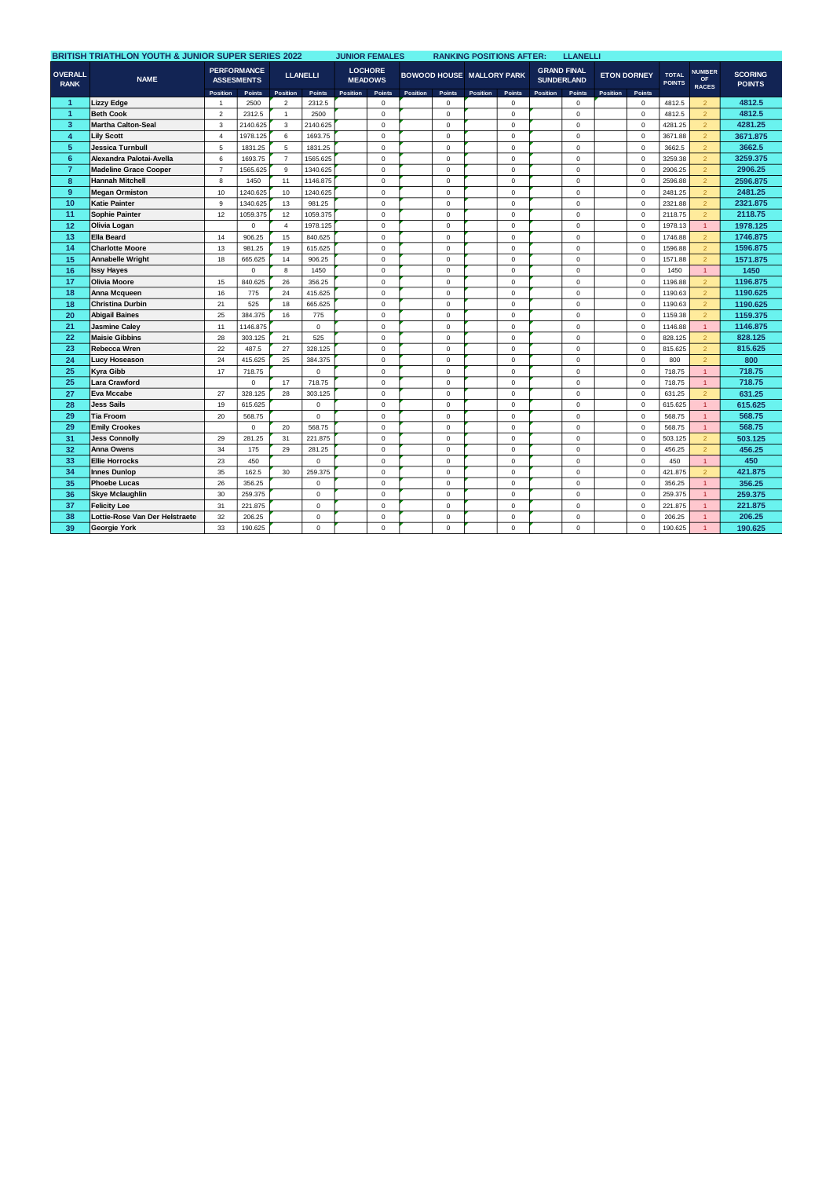| BRITISH TRIATHLON YOUTH & JUNIOR SUPER SERIES 2022 | | JUNIOR FEMALES | | | RANKING POSITIONS AFTER: | | LLANELLI | | | | | | | | | | | | | |
|---|---|---|---|---|---|---|---|---|---|---|---|---|---|---|---|---|---|---|---|---|
| OVERALL RANK | NAME | PERFORMANCE ASSESMENTS | | LLANELLI | | LOCHORE MEADOWS | | BOWOOD HOUSE | | MALLORY PARK | | GRAND FINAL SUNDERLAND | | ETON DORNEY | | TOTAL POINTS | NUMBER OF RACES | SCORING POINTS |
| | | Position | Points | Position | Points | Position | Points | Position | Points | Position | Points | Position | Points | Position | Points | | | |
| 1 | Lizzy Edge | 1 | 2500 | 2 | 2312.5 | | 0 | | 0 | | 0 | | 0 | | 0 | 4812.5 | 2 | 4812.5 |
| 1 | Beth Cook | 2 | 2312.5 | 1 | 2500 | | 0 | | 0 | | 0 | | 0 | | 0 | 4812.5 | 2 | 4812.5 |
| 3 | Martha Calton-Seal | 3 | 2140.625 | 3 | 2140.625 | | 0 | | 0 | | 0 | | 0 | | 0 | 4281.25 | 2 | 4281.25 |
| 4 | Lily Scott | 4 | 1978.125 | 6 | 1693.75 | | 0 | | 0 | | 0 | | 0 | | 0 | 3671.88 | 2 | 3671.875 |
| 5 | Jessica Turnbull | 5 | 1831.25 | 5 | 1831.25 | | 0 | | 0 | | 0 | | 0 | | 0 | 3662.5 | 2 | 3662.5 |
| 6 | Alexandra Palotai-Avella | 6 | 1693.75 | 7 | 1565.625 | | 0 | | 0 | | 0 | | 0 | | 0 | 3259.38 | 2 | 3259.375 |
| 7 | Madeline Grace Cooper | 7 | 1565.625 | 9 | 1340.625 | | 0 | | 0 | | 0 | | 0 | | 0 | 2906.25 | 2 | 2906.25 |
| 8 | Hannah Mitchell | 8 | 1450 | 11 | 1146.875 | | 0 | | 0 | | 0 | | 0 | | 0 | 2596.88 | 2 | 2596.875 |
| 9 | Megan Ormiston | 10 | 1240.625 | 10 | 1240.625 | | 0 | | 0 | | 0 | | 0 | | 0 | 2481.25 | 2 | 2481.25 |
| 10 | Katie Painter | 9 | 1340.625 | 13 | 981.25 | | 0 | | 0 | | 0 | | 0 | | 0 | 2321.88 | 2 | 2321.875 |
| 11 | Sophie Painter | 12 | 1059.375 | 12 | 1059.375 | | 0 | | 0 | | 0 | | 0 | | 0 | 2118.75 | 2 | 2118.75 |
| 12 | Olivia Logan | | 0 | 4 | 1978.125 | | 0 | | 0 | | 0 | | 0 | | 0 | 1978.13 | 1 | 1978.125 |
| 13 | Ella Beard | 14 | 906.25 | 15 | 840.625 | | 0 | | 0 | | 0 | | 0 | | 0 | 1746.88 | 2 | 1746.875 |
| 14 | Charlotte Moore | 13 | 981.25 | 19 | 615.625 | | 0 | | 0 | | 0 | | 0 | | 0 | 1596.88 | 2 | 1596.875 |
| 15 | Annabelle Wright | 18 | 665.625 | 14 | 906.25 | | 0 | | 0 | | 0 | | 0 | | 0 | 1571.88 | 2 | 1571.875 |
| 16 | Issy Hayes | | 0 | 8 | 1450 | | 0 | | 0 | | 0 | | 0 | | 0 | 1450 | 1 | 1450 |
| 17 | Olivia Moore | 15 | 840.625 | 26 | 356.25 | | 0 | | 0 | | 0 | | 0 | | 0 | 1196.88 | 2 | 1196.875 |
| 18 | Anna Mcqueen | 16 | 775 | 24 | 415.625 | | 0 | | 0 | | 0 | | 0 | | 0 | 1190.63 | 2 | 1190.625 |
| 18 | Christina Durbin | 21 | 525 | 18 | 665.625 | | 0 | | 0 | | 0 | | 0 | | 0 | 1190.63 | 2 | 1190.625 |
| 20 | Abigail Baines | 25 | 384.375 | 16 | 775 | | 0 | | 0 | | 0 | | 0 | | 0 | 1159.38 | 2 | 1159.375 |
| 21 | Jasmine Caley | 11 | 1146.875 | | 0 | | 0 | | 0 | | 0 | | 0 | | 0 | 1146.88 | 1 | 1146.875 |
| 22 | Maisie Gibbins | 28 | 303.125 | 21 | 525 | | 0 | | 0 | | 0 | | 0 | | 0 | 828.125 | 2 | 828.125 |
| 23 | Rebecca Wren | 22 | 487.5 | 27 | 328.125 | | 0 | | 0 | | 0 | | 0 | | 0 | 815.625 | 2 | 815.625 |
| 24 | Lucy Hoseason | 24 | 415.625 | 25 | 384.375 | | 0 | | 0 | | 0 | | 0 | | 0 | 800 | 2 | 800 |
| 25 | Kyra Gibb | 17 | 718.75 | | 0 | | 0 | | 0 | | 0 | | 0 | | 0 | 718.75 | 1 | 718.75 |
| 25 | Lara Crawford | | 0 | 17 | 718.75 | | 0 | | 0 | | 0 | | 0 | | 0 | 718.75 | 1 | 718.75 |
| 27 | Eva Mccabe | 27 | 328.125 | 28 | 303.125 | | 0 | | 0 | | 0 | | 0 | | 0 | 631.25 | 2 | 631.25 |
| 28 | Jess Sails | 19 | 615.625 | | 0 | | 0 | | 0 | | 0 | | 0 | | 0 | 615.625 | 1 | 615.625 |
| 29 | Tia Froom | 20 | 568.75 | | 0 | | 0 | | 0 | | 0 | | 0 | | 0 | 568.75 | 1 | 568.75 |
| 29 | Emily Crookes | | 0 | 20 | 568.75 | | 0 | | 0 | | 0 | | 0 | | 0 | 568.75 | 1 | 568.75 |
| 31 | Jess Connolly | 29 | 281.25 | 31 | 221.875 | | 0 | | 0 | | 0 | | 0 | | 0 | 503.125 | 2 | 503.125 |
| 32 | Anna Owens | 34 | 175 | 29 | 281.25 | | 0 | | 0 | | 0 | | 0 | | 0 | 456.25 | 2 | 456.25 |
| 33 | Ellie Horrocks | 23 | 450 | | 0 | | 0 | | 0 | | 0 | | 0 | | 0 | 450 | 1 | 450 |
| 34 | Innes Dunlop | 35 | 162.5 | 30 | 259.375 | | 0 | | 0 | | 0 | | 0 | | 0 | 421.875 | 2 | 421.875 |
| 35 | Phoebe Lucas | 26 | 356.25 | | 0 | | 0 | | 0 | | 0 | | 0 | | 0 | 356.25 | 1 | 356.25 |
| 36 | Skye Mclaughlin | 30 | 259.375 | | 0 | | 0 | | 0 | | 0 | | 0 | | 0 | 259.375 | 1 | 259.375 |
| 37 | Felicity Lee | 31 | 221.875 | | 0 | | 0 | | 0 | | 0 | | 0 | | 0 | 221.875 | 1 | 221.875 |
| 38 | Lottie-Rose Van Der Helstraete | 32 | 206.25 | | 0 | | 0 | | 0 | | 0 | | 0 | | 0 | 206.25 | 1 | 206.25 |
| 39 | Georgie York | 33 | 190.625 | | 0 | | 0 | | 0 | | 0 | | 0 | | 0 | 190.625 | 1 | 190.625 |